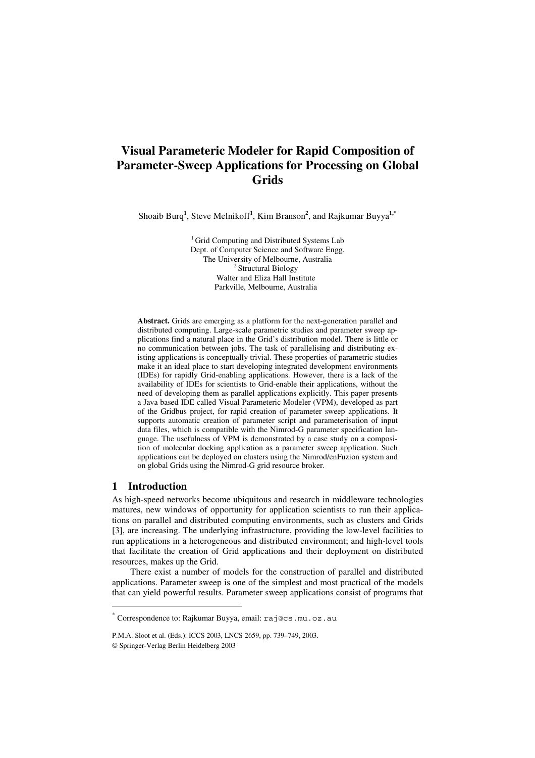# Visual Parameteric Modeler for Rapid Composition of Parameter-Sweep Applications for Processing on Global Grids

Shoaib Burq[1], Steve Melnikoff[1], Kim Branson[2], and Rajkumar Buyya[1,*]

[1] Grid Computing and Distributed Systems Lab
Dept. of Computer Science and Software Engg.
The University of Melbourne, Australia
[2] Structural Biology
Walter and Eliza Hall Institute
Parkville, Melbourne, Australia

**Abstract.** Grids are emerging as a platform for the next-generation parallel and distributed computing. Large-scale parametric studies and parameter sweep applications find a natural place in the Grid's distribution model. There is little or no communication between jobs. The task of parallelising and distributing existing applications is conceptually trivial. These properties of parametric studies make it an ideal place to start developing integrated development environments (IDEs) for rapidly Grid-enabling applications. However, there is a lack of the availability of IDEs for scientists to Grid-enable their applications, without the need of developing them as parallel applications explicitly. This paper presents a Java based IDE called Visual Parameteric Modeler (VPM), developed as part of the Gridbus project, for rapid creation of parameter sweep applications. It supports automatic creation of parameter script and parameterisation of input data files, which is compatible with the Nimrod-G parameter specification language. The usefulness of VPM is demonstrated by a case study on a composition of molecular docking application as a parameter sweep application. Such applications can be deployed on clusters using the Nimrod/enFuzion system and on global Grids using the Nimrod-G grid resource broker.

## 1 Introduction

As high-speed networks become ubiquitous and research in middleware technologies matures, new windows of opportunity for application scientists to run their applications on parallel and distributed computing environments, such as clusters and Grids [3], are increasing. The underlying infrastructure, providing the low-level facilities to run applications in a heterogeneous and distributed environment; and high-level tools that facilitate the creation of Grid applications and their deployment on distributed resources, makes up the Grid.

There exist a number of models for the construction of parallel and distributed applications. Parameter sweep is one of the simplest and most practical of the models that can yield powerful results. Parameter sweep applications consist of programs that

* Correspondence to: Rajkumar Buyya, email: `raj@cs.mu.oz.au`

P.M.A. Sloot et al. (Eds.): ICCS 2003, LNCS 2659, pp. 739–749, 2003.
© Springer-Verlag Berlin Heidelberg 2003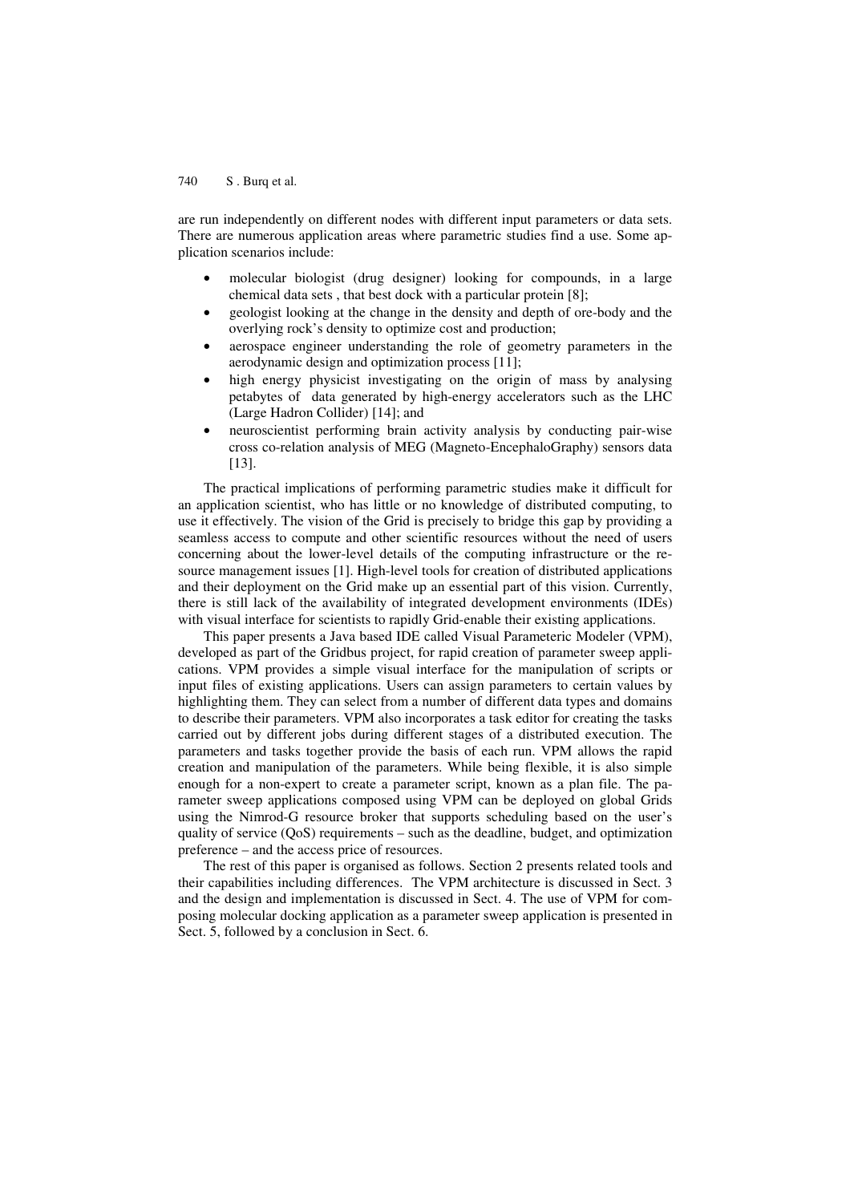are run independently on different nodes with different input parameters or data sets. There are numerous application areas where parametric studies find a use. Some application scenarios include:

- molecular biologist (drug designer) looking for compounds, in a large chemical data sets , that best dock with a particular protein [8];
- geologist looking at the change in the density and depth of ore-body and the overlying rock's density to optimize cost and production;
- aerospace engineer understanding the role of geometry parameters in the aerodynamic design and optimization process [11];
- high energy physicist investigating on the origin of mass by analysing petabytes of data generated by high-energy accelerators such as the LHC (Large Hadron Collider) [14]; and
- neuroscientist performing brain activity analysis by conducting pair-wise cross co-relation analysis of MEG (Magneto-EncephaloGraphy) sensors data [13].

The practical implications of performing parametric studies make it difficult for an application scientist, who has little or no knowledge of distributed computing, to use it effectively. The vision of the Grid is precisely to bridge this gap by providing a seamless access to compute and other scientific resources without the need of users concerning about the lower-level details of the computing infrastructure or the resource management issues [1]. High-level tools for creation of distributed applications and their deployment on the Grid make up an essential part of this vision. Currently, there is still lack of the availability of integrated development environments (IDEs) with visual interface for scientists to rapidly Grid-enable their existing applications.

This paper presents a Java based IDE called Visual Parameteric Modeler (VPM), developed as part of the Gridbus project, for rapid creation of parameter sweep applications. VPM provides a simple visual interface for the manipulation of scripts or input files of existing applications. Users can assign parameters to certain values by highlighting them. They can select from a number of different data types and domains to describe their parameters. VPM also incorporates a task editor for creating the tasks carried out by different jobs during different stages of a distributed execution. The parameters and tasks together provide the basis of each run. VPM allows the rapid creation and manipulation of the parameters. While being flexible, it is also simple enough for a non-expert to create a parameter script, known as a plan file. The parameter sweep applications composed using VPM can be deployed on global Grids using the Nimrod-G resource broker that supports scheduling based on the user's quality of service (QoS) requirements – such as the deadline, budget, and optimization preference – and the access price of resources.

The rest of this paper is organised as follows. Section 2 presents related tools and their capabilities including differences. The VPM architecture is discussed in Sect. 3 and the design and implementation is discussed in Sect. 4. The use of VPM for composing molecular docking application as a parameter sweep application is presented in Sect. 5, followed by a conclusion in Sect. 6.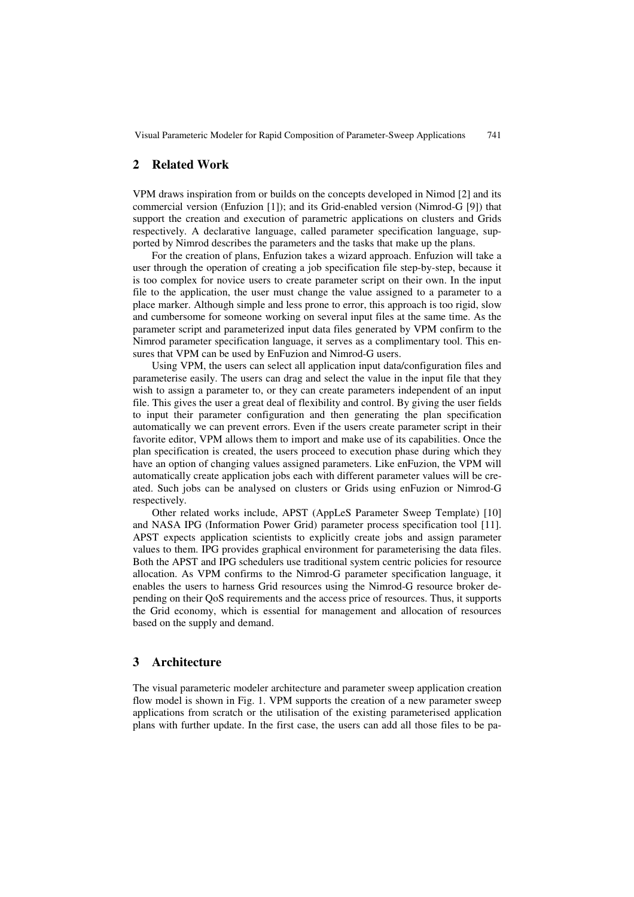## 2 Related Work

VPM draws inspiration from or builds on the concepts developed in Nimod [2] and its commercial version (Enfuzion [1]); and its Grid-enabled version (Nimrod-G [9]) that support the creation and execution of parametric applications on clusters and Grids respectively. A declarative language, called parameter specification language, supported by Nimrod describes the parameters and the tasks that make up the plans.

For the creation of plans, Enfuzion takes a wizard approach. Enfuzion will take a user through the operation of creating a job specification file step-by-step, because it is too complex for novice users to create parameter script on their own. In the input file to the application, the user must change the value assigned to a parameter to a place marker. Although simple and less prone to error, this approach is too rigid, slow and cumbersome for someone working on several input files at the same time. As the parameter script and parameterized input data files generated by VPM confirm to the Nimrod parameter specification language, it serves as a complimentary tool. This ensures that VPM can be used by EnFuzion and Nimrod-G users.

Using VPM, the users can select all application input data/configuration files and parameterise easily. The users can drag and select the value in the input file that they wish to assign a parameter to, or they can create parameters independent of an input file. This gives the user a great deal of flexibility and control. By giving the user fields to input their parameter configuration and then generating the plan specification automatically we can prevent errors. Even if the users create parameter script in their favorite editor, VPM allows them to import and make use of its capabilities. Once the plan specification is created, the users proceed to execution phase during which they have an option of changing values assigned parameters. Like enFuzion, the VPM will automatically create application jobs each with different parameter values will be created. Such jobs can be analysed on clusters or Grids using enFuzion or Nimrod-G respectively.

Other related works include, APST (AppLeS Parameter Sweep Template) [10] and NASA IPG (Information Power Grid) parameter process specification tool [11]. APST expects application scientists to explicitly create jobs and assign parameter values to them. IPG provides graphical environment for parameterising the data files. Both the APST and IPG schedulers use traditional system centric policies for resource allocation. As VPM confirms to the Nimrod-G parameter specification language, it enables the users to harness Grid resources using the Nimrod-G resource broker depending on their QoS requirements and the access price of resources. Thus, it supports the Grid economy, which is essential for management and allocation of resources based on the supply and demand.

## 3 Architecture

The visual parameteric modeler architecture and parameter sweep application creation flow model is shown in Fig. 1. VPM supports the creation of a new parameter sweep applications from scratch or the utilisation of the existing parameterised application plans with further update. In the first case, the users can add all those files to be pa-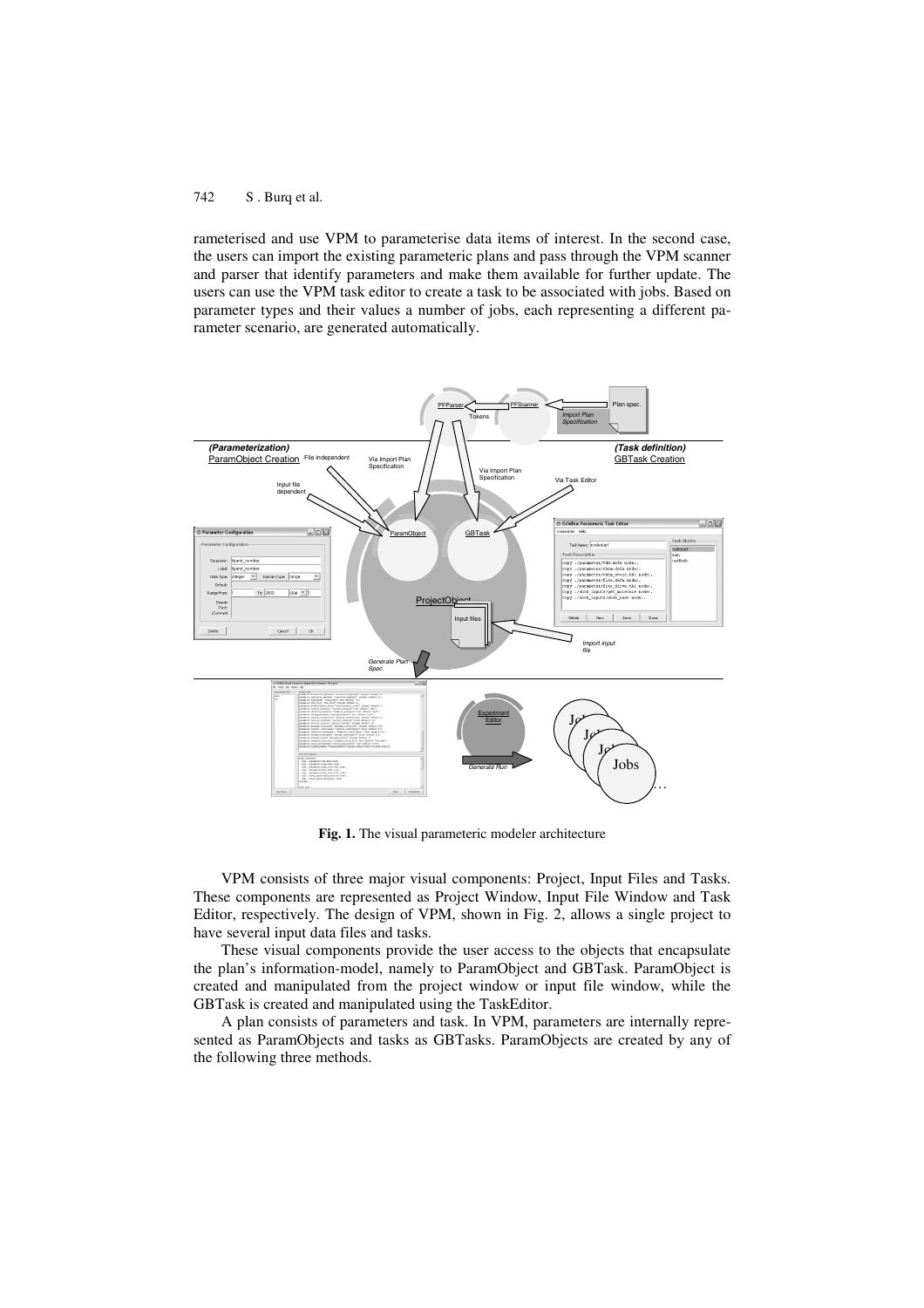rameterised and use VPM to parameterise data items of interest. In the second case, the users can import the existing parameteric plans and pass through the VPM scanner and parser that identify parameters and make them available for further update. The users can use the VPM task editor to create a task to be associated with jobs. Based on parameter types and their values a number of jobs, each representing a different parameter scenario, are generated automatically.

**Fig. 1.** The visual parameteric modeler architecture

VPM consists of three major visual components: Project, Input Files and Tasks. These components are represented as Project Window, Input File Window and Task Editor, respectively. The design of VPM, shown in Fig. 2, allows a single project to have several input data files and tasks.

These visual components provide the user access to the objects that encapsulate the plan's information-model, namely to ParamObject and GBTask. ParamObject is created and manipulated from the project window or input file window, while the GBTask is created and manipulated using the TaskEditor.

A plan consists of parameters and task. In VPM, parameters are internally represented as ParamObjects and tasks as GBTasks. ParamObjects are created by any of the following three methods.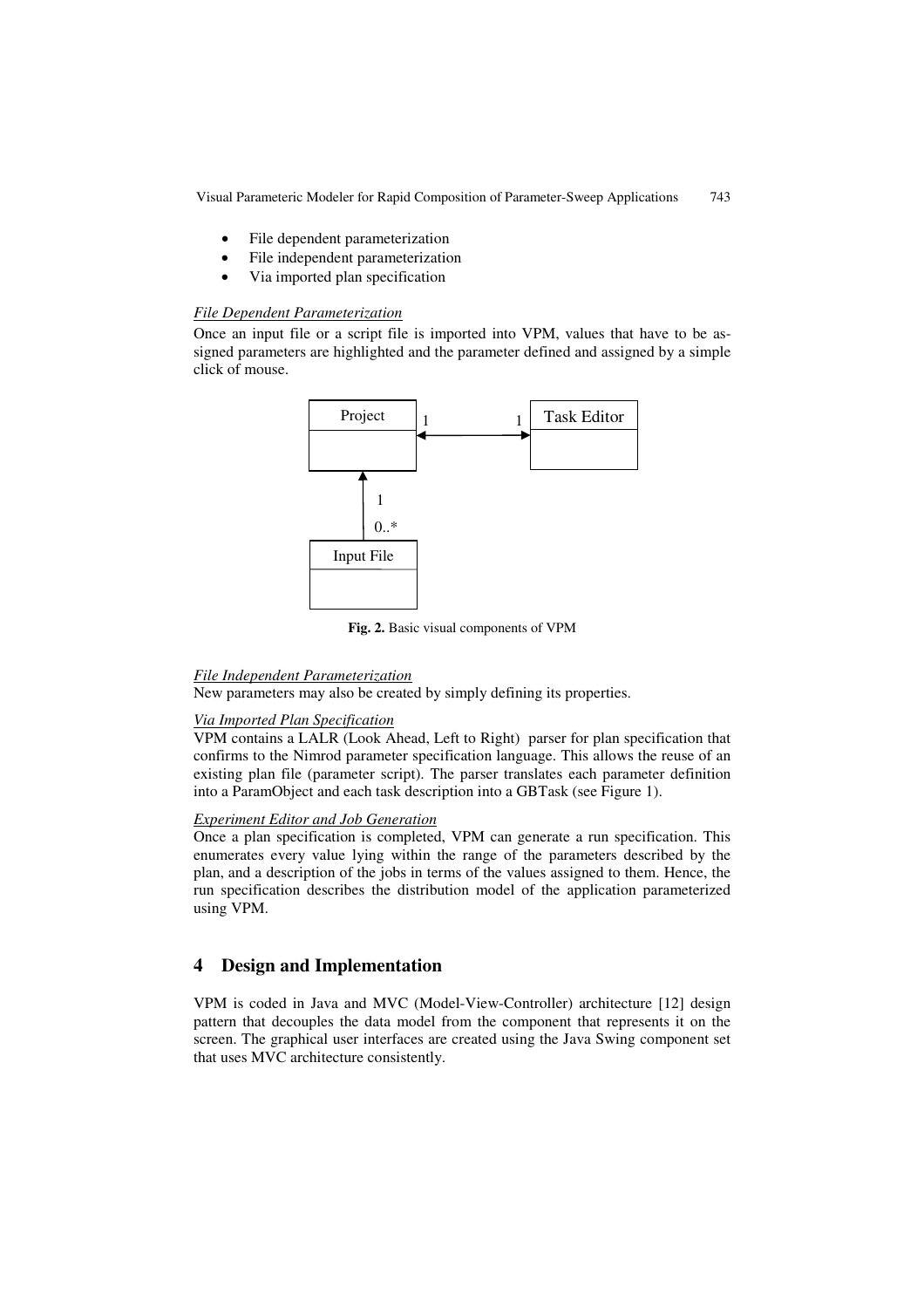- File dependent parameterization
- File independent parameterization
- Via imported plan specification

*File Dependent Parameterization*

Once an input file or a script file is imported into VPM, values that have to be assigned parameters are highlighted and the parameter defined and assigned by a simple click of mouse.

**Fig. 2.** Basic visual components of VPM

*File Independent Parameterization*

New parameters may also be created by simply defining its properties.

*Via Imported Plan Specification*

VPM contains a LALR (Look Ahead, Left to Right) parser for plan specification that confirms to the Nimrod parameter specification language. This allows the reuse of an existing plan file (parameter script). The parser translates each parameter definition into a ParamObject and each task description into a GBTask (see Figure 1).

*Experiment Editor and Job Generation*

Once a plan specification is completed, VPM can generate a run specification. This enumerates every value lying within the range of the parameters described by the plan, and a description of the jobs in terms of the values assigned to them. Hence, the run specification describes the distribution model of the application parameterized using VPM.

## 4 Design and Implementation

VPM is coded in Java and MVC (Model-View-Controller) architecture [12] design pattern that decouples the data model from the component that represents it on the screen. The graphical user interfaces are created using the Java Swing component set that uses MVC architecture consistently.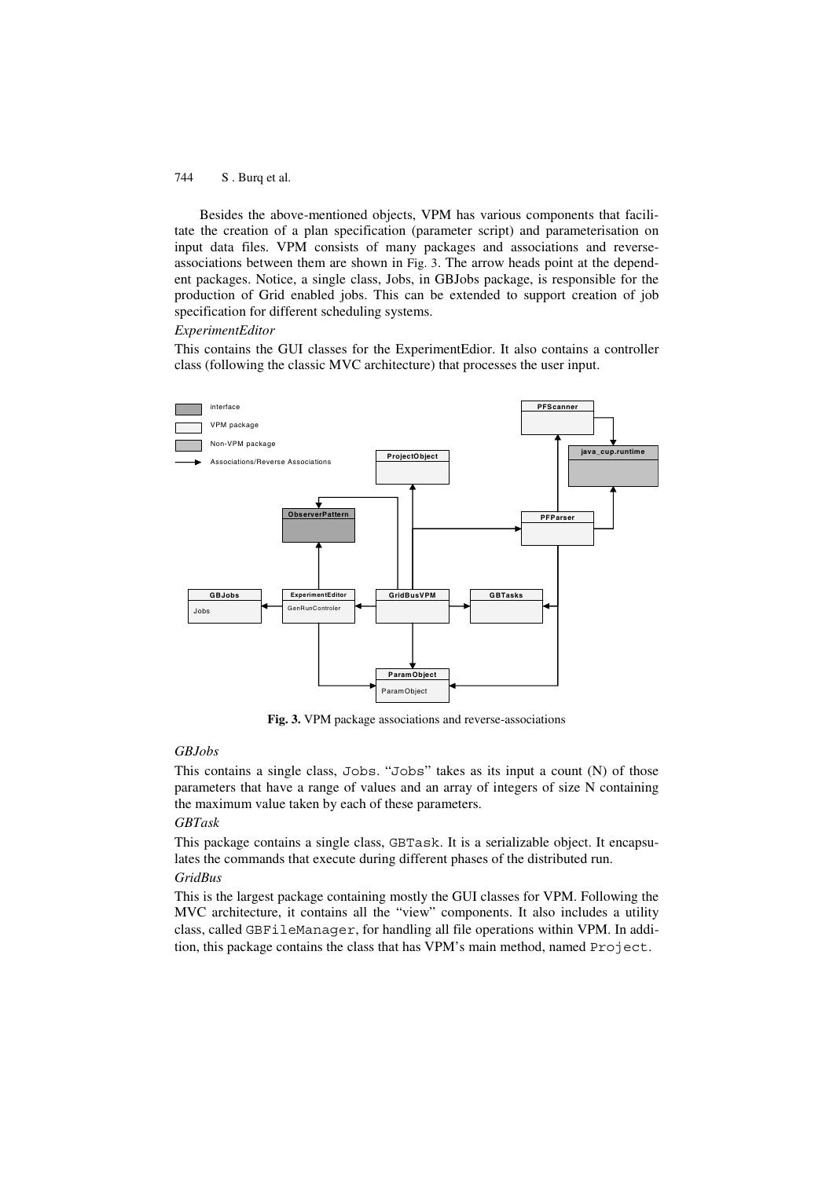Besides the above-mentioned objects, VPM has various components that facilitate the creation of a plan specification (parameter script) and parameterisation on input data files. VPM consists of many packages and associations and reverse-associations between them are shown in Fig. 3. The arrow heads point at the dependent packages. Notice, a single class, Jobs, in GBJobs package, is responsible for the production of Grid enabled jobs. This can be extended to support creation of job specification for different scheduling systems.

*ExperimentEditor*

This contains the GUI classes for the ExperimentEdior. It also contains a controller class (following the classic MVC architecture) that processes the user input.

**Fig. 3.** VPM package associations and reverse-associations

*GBJobs*

This contains a single class, `Jobs`. "`Jobs`" takes as its input a count (N) of those parameters that have a range of values and an array of integers of size N containing the maximum value taken by each of these parameters.

*GBTask*

This package contains a single class, `GBTask`. It is a serializable object. It encapsulates the commands that execute during different phases of the distributed run.

*GridBus*

This is the largest package containing mostly the GUI classes for VPM. Following the MVC architecture, it contains all the "view" components. It also includes a utility class, called `GBFileManager`, for handling all file operations within VPM. In addition, this package contains the class that has VPM's main method, named `Project`.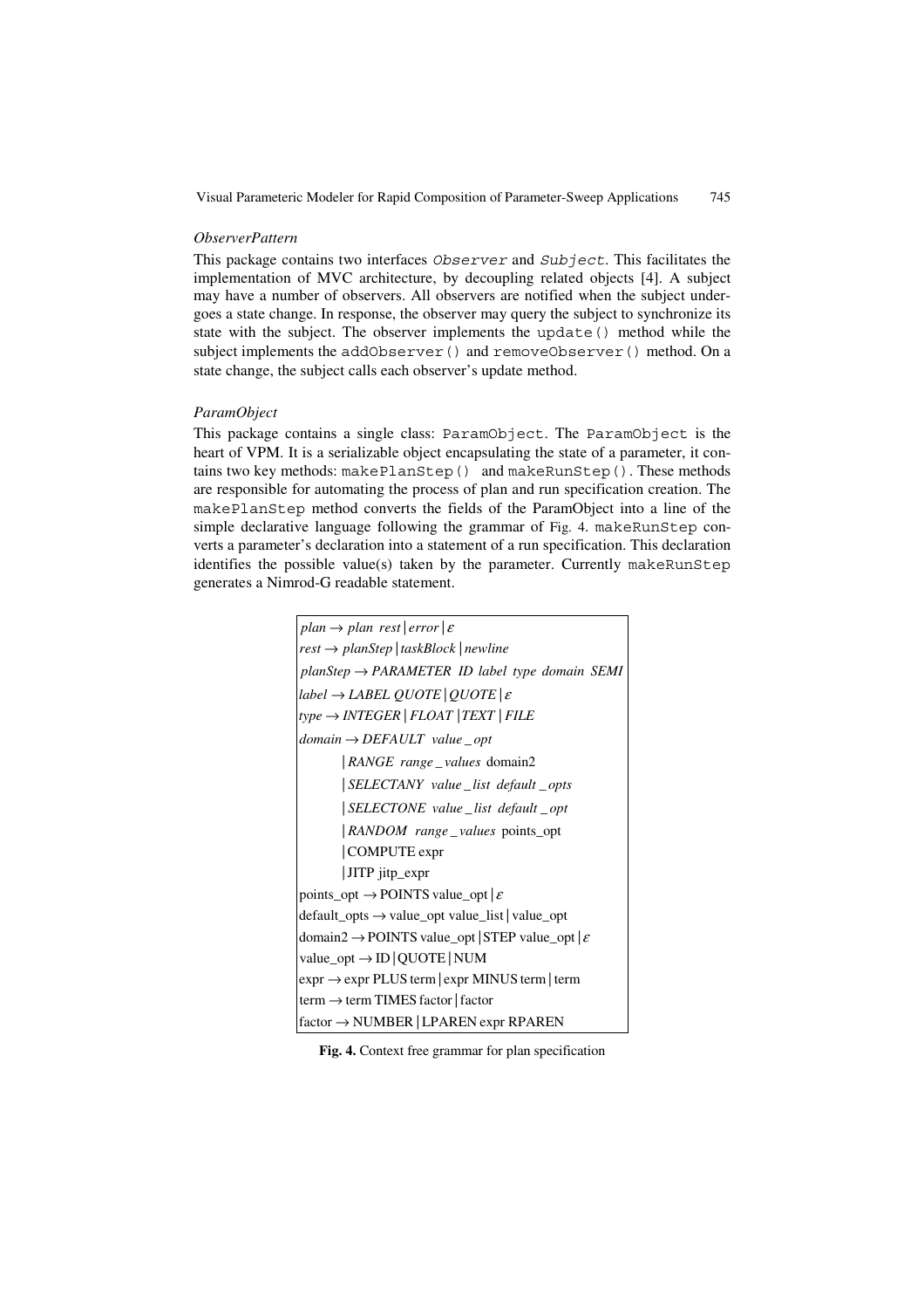*ObserverPattern*

This package contains two interfaces `Observer` and `Subject`. This facilitates the implementation of MVC architecture, by decoupling related objects [4]. A subject may have a number of observers. All observers are notified when the subject undergoes a state change. In response, the observer may query the subject to synchronize its state with the subject. The observer implements the `update()` method while the subject implements the `addObserver()` and `removeObserver()` method. On a state change, the subject calls each observer's update method.

*ParamObject*

This package contains a single class: `ParamObject`. The `ParamObject` is the heart of VPM. It is a serializable object encapsulating the state of a parameter, it contains two key methods: `makePlanStep()` and `makeRunStep()`. These methods are responsible for automating the process of plan and run specification creation. The `makePlanStep` method converts the fields of the ParamObject into a line of the simple declarative language following the grammar of Fig. 4. `makeRunStep` converts a parameter's declaration into a statement of a run specification. This declaration identifies the possible value(s) taken by the parameter. Currently `makeRunStep` generates a Nimrod-G readable statement.

$$
\begin{aligned}
&plan \rightarrow plan\ \ rest \mid error \mid \varepsilon \\
&rest \rightarrow planStep \mid taskBlock \mid newline \\
&planStep \rightarrow PARAMETER\ \ ID\ \ label\ \ type\ \ domain\ \ SEMI \\
&label \rightarrow LABEL\ \ QUOTE \mid QUOTE \mid \varepsilon \\
&type \rightarrow INTEGER \mid FLOAT \mid TEXT \mid FILE \\
&domain \rightarrow DEFAULT\ \ value\_opt \\
&\qquad \mid RANGE\ \ range\_values\ \ \text{domain2} \\
&\qquad \mid SELECTANY\ \ value\_list\ \ default\_opts \\
&\qquad \mid SELECTONE\ \ value\_list\ \ default\_opt \\
&\qquad \mid RANDOM\ \ range\_values\ \ \text{points\_opt} \\
&\qquad \mid \text{COMPUTE expr} \\
&\qquad \mid \text{JITP jitp\_expr} \\
&\text{points\_opt} \rightarrow \text{POINTS value\_opt} \mid \varepsilon \\
&\text{default\_opts} \rightarrow \text{value\_opt value\_list} \mid \text{value\_opt} \\
&\text{domain2} \rightarrow \text{POINTS value\_opt} \mid \text{STEP value\_opt} \mid \varepsilon \\
&\text{value\_opt} \rightarrow \text{ID} \mid \text{QUOTE} \mid \text{NUM} \\
&\text{expr} \rightarrow \text{expr PLUS term} \mid \text{expr MINUS term} \mid \text{term} \\
&\text{term} \rightarrow \text{term TIMES factor} \mid \text{factor} \\
&\text{factor} \rightarrow \text{NUMBER} \mid \text{LPAREN expr RPAREN}
\end{aligned}
$$

**Fig. 4.** Context free grammar for plan specification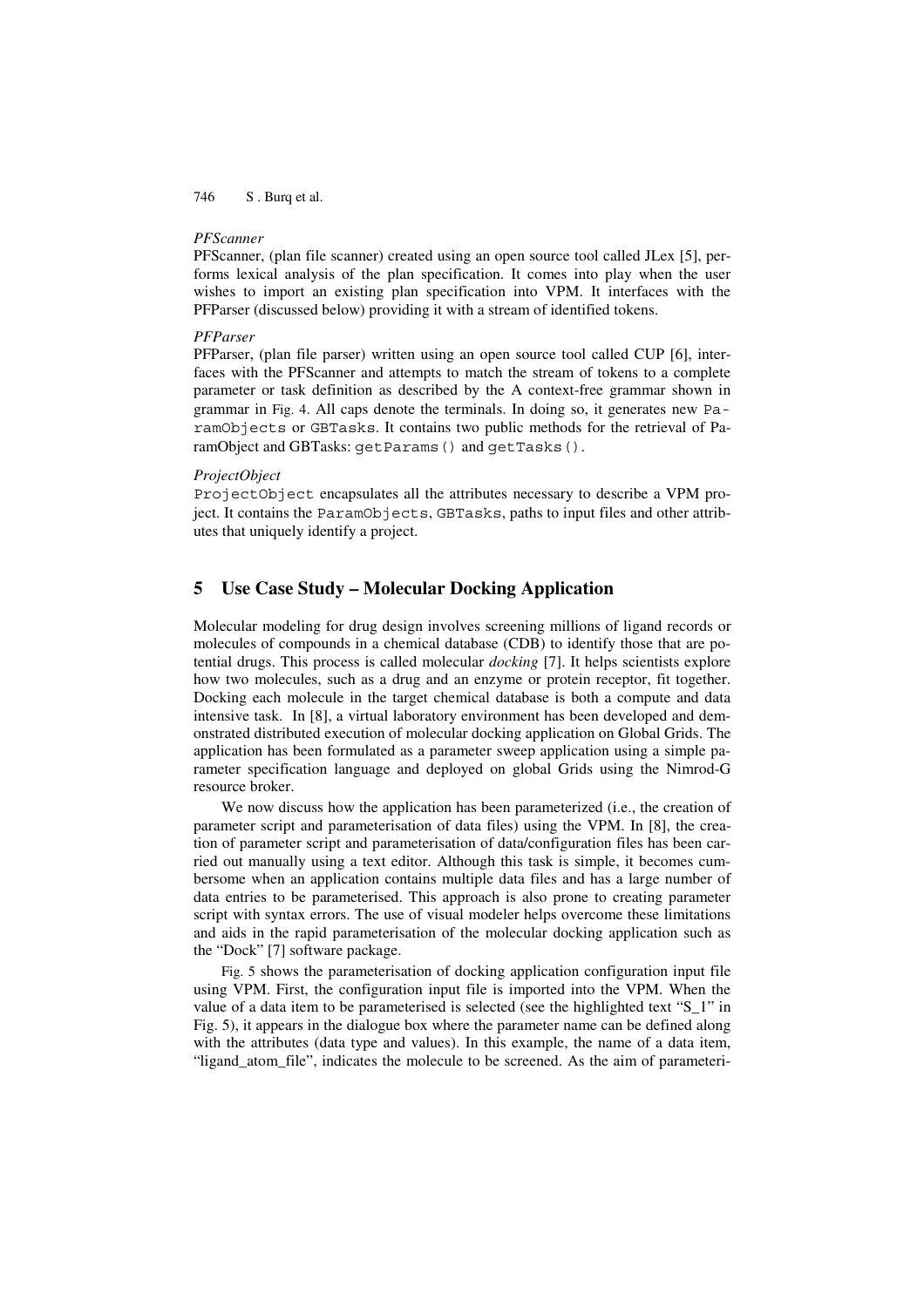*PFScanner*

PFScanner, (plan file scanner) created using an open source tool called JLex [5], performs lexical analysis of the plan specification. It comes into play when the user wishes to import an existing plan specification into VPM. It interfaces with the PFParser (discussed below) providing it with a stream of identified tokens.

*PFParser*

PFParser, (plan file parser) written using an open source tool called CUP [6], interfaces with the PFScanner and attempts to match the stream of tokens to a complete parameter or task definition as described by the A context-free grammar shown in grammar in Fig. 4. All caps denote the terminals. In doing so, it generates new `ParamObjects` or `GBTasks`. It contains two public methods for the retrieval of ParamObject and GBTasks: `getParams()` and `getTasks()`.

*ProjectObject*

`ProjectObject` encapsulates all the attributes necessary to describe a VPM project. It contains the `ParamObjects`, `GBTasks`, paths to input files and other attributes that uniquely identify a project.

## 5 Use Case Study – Molecular Docking Application

Molecular modeling for drug design involves screening millions of ligand records or molecules of compounds in a chemical database (CDB) to identify those that are potential drugs. This process is called molecular *docking* [7]. It helps scientists explore how two molecules, such as a drug and an enzyme or protein receptor, fit together. Docking each molecule in the target chemical database is both a compute and data intensive task. In [8], a virtual laboratory environment has been developed and demonstrated distributed execution of molecular docking application on Global Grids. The application has been formulated as a parameter sweep application using a simple parameter specification language and deployed on global Grids using the Nimrod-G resource broker.

We now discuss how the application has been parameterized (i.e., the creation of parameter script and parameterisation of data files) using the VPM. In [8], the creation of parameter script and parameterisation of data/configuration files has been carried out manually using a text editor. Although this task is simple, it becomes cumbersome when an application contains multiple data files and has a large number of data entries to be parameterised. This approach is also prone to creating parameter script with syntax errors. The use of visual modeler helps overcome these limitations and aids in the rapid parameterisation of the molecular docking application such as the "Dock" [7] software package.

Fig. 5 shows the parameterisation of docking application configuration input file using VPM. First, the configuration input file is imported into the VPM. When the value of a data item to be parameterised is selected (see the highlighted text "S_1" in Fig. 5), it appears in the dialogue box where the parameter name can be defined along with the attributes (data type and values). In this example, the name of a data item, "ligand_atom_file", indicates the molecule to be screened. As the aim of parameteri-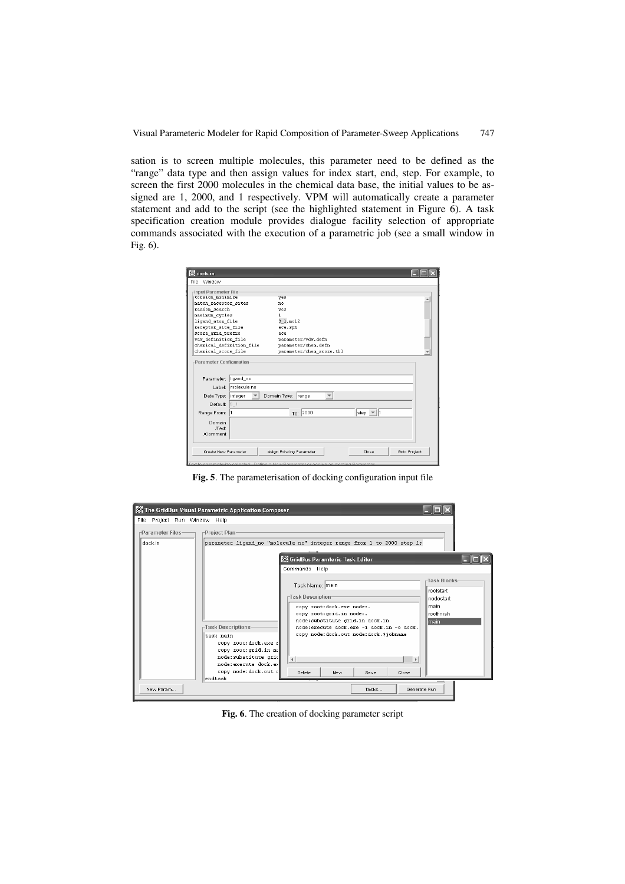sation is to screen multiple molecules, this parameter need to be defined as the "range" data type and then assign values for index start, end, step. For example, to screen the first 2000 molecules in the chemical data base, the initial values to be assigned are 1, 2000, and 1 respectively. VPM will automatically create a parameter statement and add to the script (see the highlighted statement in Figure 6). A task specification creation module provides dialogue facility selection of appropriate commands associated with the execution of a parametric job (see a small window in Fig. 6).

**Fig. 5**. The parameterisation of docking configuration input file

**Fig. 6**. The creation of docking parameter script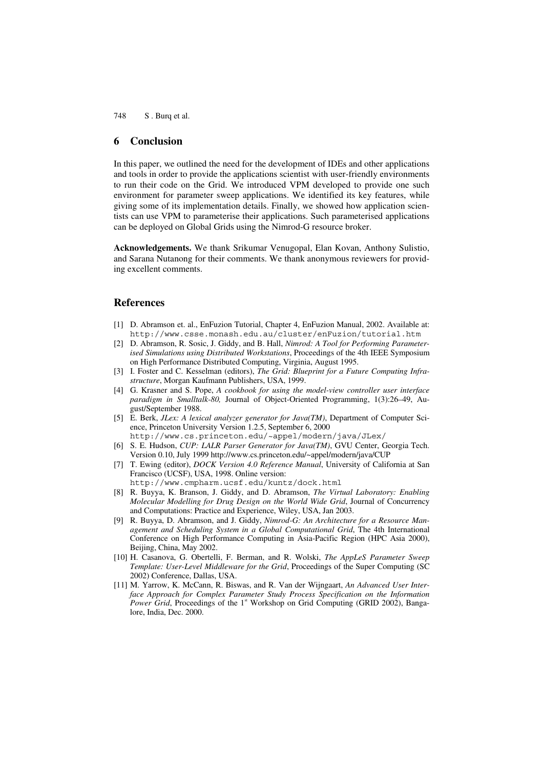## 6 Conclusion

In this paper, we outlined the need for the development of IDEs and other applications and tools in order to provide the applications scientist with user-friendly environments to run their code on the Grid. We introduced VPM developed to provide one such environment for parameter sweep applications. We identified its key features, while giving some of its implementation details. Finally, we showed how application scientists can use VPM to parameterise their applications. Such parameterised applications can be deployed on Global Grids using the Nimrod-G resource broker.

**Acknowledgements.** We thank Srikumar Venugopal, Elan Kovan, Anthony Sulistio, and Sarana Nutanong for their comments. We thank anonymous reviewers for providing excellent comments.

## References

[1] D. Abramson et. al., EnFuzion Tutorial, Chapter 4, EnFuzion Manual, 2002. Available at: http://www.csse.monash.edu.au/cluster/enFuzion/tutorial.htm

[2] D. Abramson, R. Sosic, J. Giddy, and B. Hall, *Nimrod: A Tool for Performing Parameterised Simulations using Distributed Workstations*, Proceedings of the 4th IEEE Symposium on High Performance Distributed Computing, Virginia, August 1995.

[3] I. Foster and C. Kesselman (editors), *The Grid: Blueprint for a Future Computing Infrastructure*, Morgan Kaufmann Publishers, USA, 1999.

[4] G. Krasner and S. Pope, *A cookbook for using the model-view controller user interface paradigm in Smalltalk-80,* Journal of Object-Oriented Programming, 1(3):26–49, August/September 1988.

[5] E. Berk, *JLex: A lexical analyzer generator for Java(TM)*, Department of Computer Science, Princeton University Version 1.2.5, September 6, 2000 http://www.cs.princeton.edu/~appel/modern/java/JLex/

[6] S. E. Hudson, *CUP: LALR Parser Generator for Java(TM)*, GVU Center, Georgia Tech. Version 0.10, July 1999 http://www.cs.princeton.edu/~appel/modern/java/CUP

[7] T. Ewing (editor), *DOCK Version 4.0 Reference Manual*, University of California at San Francisco (UCSF), USA, 1998. Online version: http://www.cmpharm.ucsf.edu/kuntz/dock.html

[8] R. Buyya, K. Branson, J. Giddy, and D. Abramson, *The Virtual Laboratory: Enabling Molecular Modelling for Drug Design on the World Wide Grid*, Journal of Concurrency and Computations: Practice and Experience, Wiley, USA, Jan 2003.

[9] R. Buyya, D. Abramson, and J. Giddy, *Nimrod-G: An Architecture for a Resource Management and Scheduling System in a Global Computational Grid*, The 4th International Conference on High Performance Computing in Asia-Pacific Region (HPC Asia 2000), Beijing, China, May 2002.

[10] H. Casanova, G. Obertelli, F. Berman, and R. Wolski, *The AppLeS Parameter Sweep Template: User-Level Middleware for the Grid*, Proceedings of the Super Computing (SC 2002) Conference, Dallas, USA.

[11] M. Yarrow, K. McCann, R. Biswas, and R. Van der Wijngaart, *An Advanced User Interface Approach for Complex Parameter Study Process Specification on the Information Power Grid*, Proceedings of the 1st Workshop on Grid Computing (GRID 2002), Bangalore, India, Dec. 2000.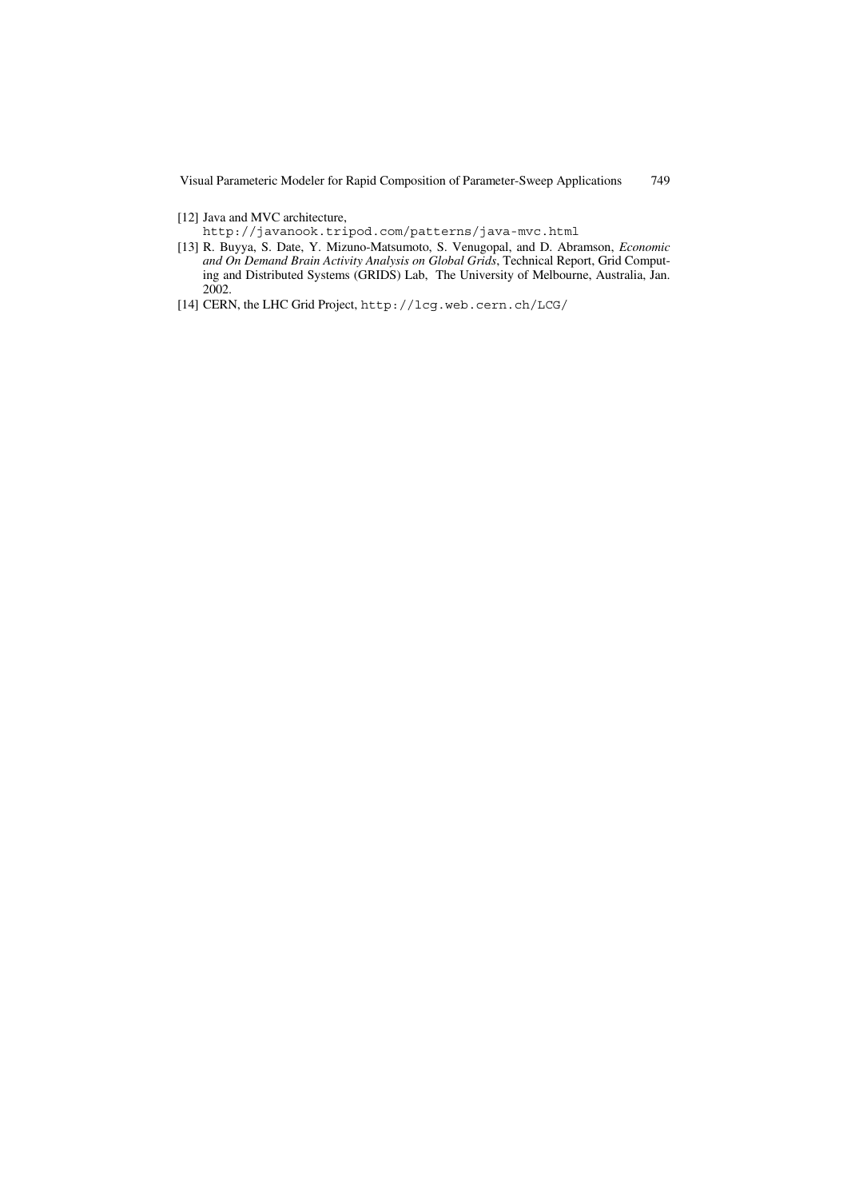[12] Java and MVC architecture, http://javanook.tripod.com/patterns/java-mvc.html

[13] R. Buyya, S. Date, Y. Mizuno-Matsumoto, S. Venugopal, and D. Abramson, *Economic and On Demand Brain Activity Analysis on Global Grids*, Technical Report, Grid Computing and Distributed Systems (GRIDS) Lab, The University of Melbourne, Australia, Jan. 2002.

[14] CERN, the LHC Grid Project, http://lcg.web.cern.ch/LCG/